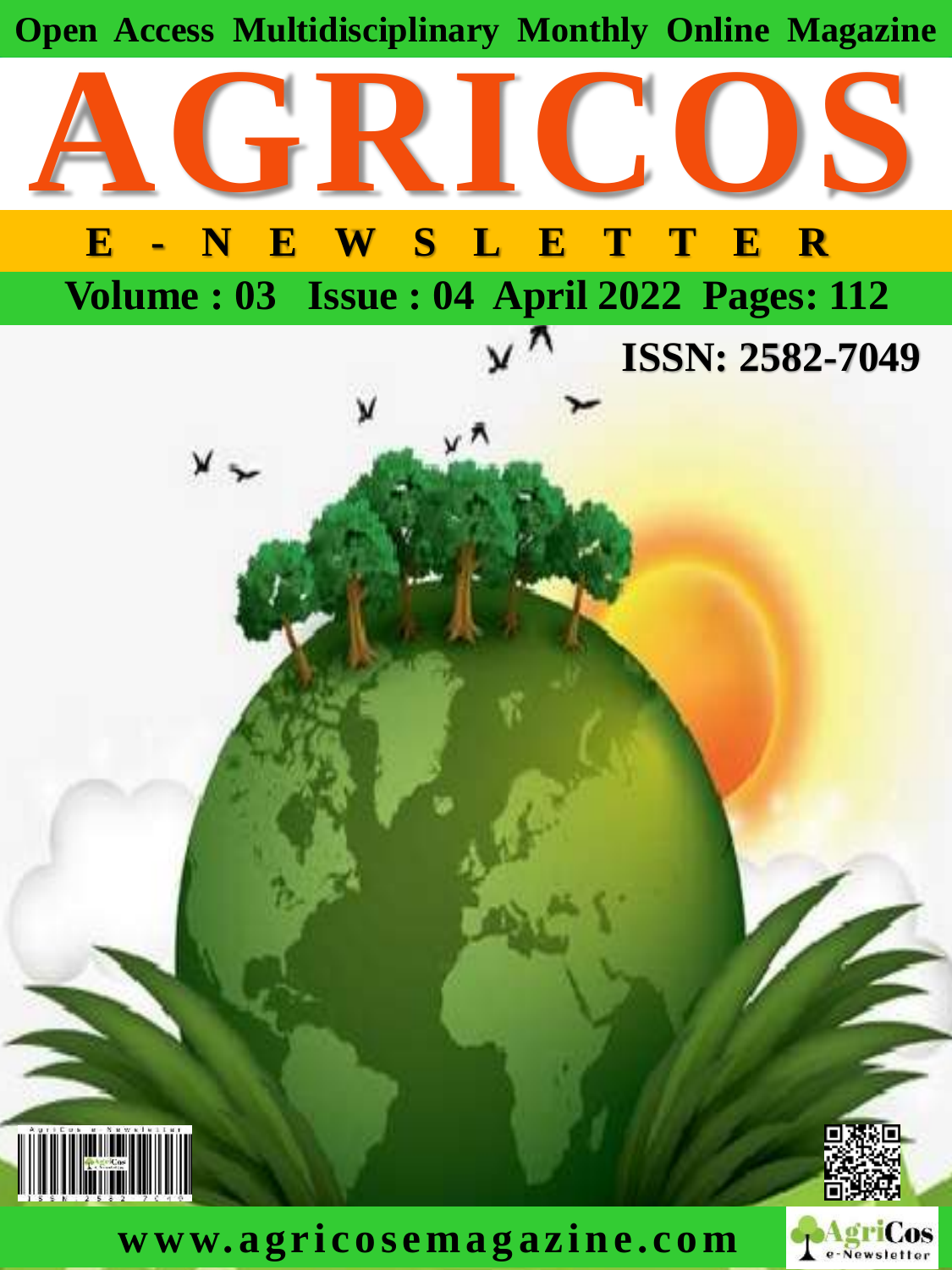Open Access Multidisciplinary Monthly Online Magazine

# AGRICOS

## E-NEWSLETTER

**Volume : 03 Issue : 04 April 2022 Pages: 112**

**ISSN: 2582-7049**

**www.agricosemagazine.com**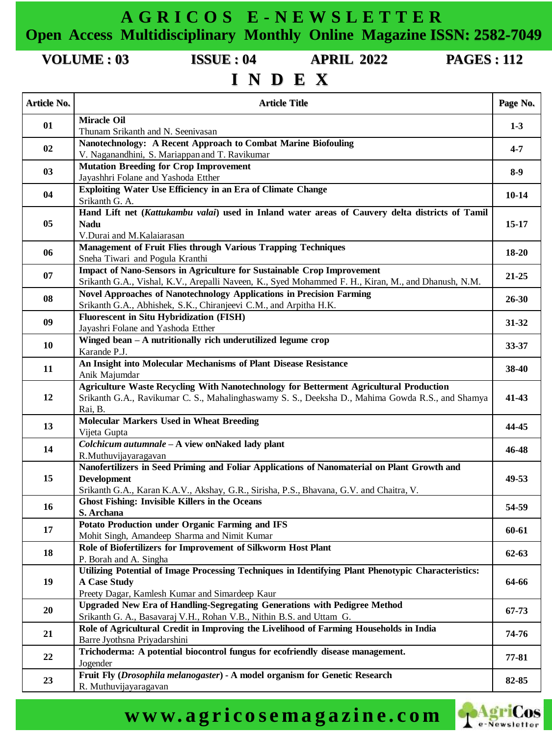# AGRICOS E-NEWSLETTER

**Open Access Multidisciplinary Monthly Online Magazine ISSN: 2582-7049**

**VOLUME : 03** **ISSUE : 04** **APRIL 2022** **PAGES : 112**

# INDEX

| Article No. | Article Title | Page No. |
|---|---|---|
| 01 | **Miracle Oil**<br>Thunam Srikanth and N. Seenivasan | 1-3 |
| 02 | **Nanotechnology: A Recent Approach to Combat Marine Biofouling**<br>V. Naganandhini, S. Mariappan and T. Ravikumar | 4-7 |
| 03 | **Mutation Breeding for Crop Improvement**<br>Jayashhri Folane and Yashoda Etther | 8-9 |
| 04 | **Exploiting Water Use Efficiency in an Era of Climate Change**<br>Srikanth G. A. | 10-14 |
| 05 | **Hand Lift net (*Kattukambu valai*) used in Inland water areas of Cauvery delta districts of Tamil Nadu**<br>V.Durai and M.Kalaiarasan | 15-17 |
| 06 | **Management of Fruit Flies through Various Trapping Techniques**<br>Sneha Tiwari and Pogula Kranthi | 18-20 |
| 07 | **Impact of Nano-Sensors in Agriculture for Sustainable Crop Improvement**<br>Srikanth G.A., Vishal, K.V., Arepalli Naveen, K., Syed Mohammed F. H., Kiran, M., and Dhanush, N.M. | 21-25 |
| 08 | **Novel Approaches of Nanotechnology Applications in Precision Farming**<br>Srikanth G.A., Abhishek, S.K., Chiranjeevi C.M., and Arpitha H.K. | 26-30 |
| 09 | **Fluorescent in Situ Hybridization (FISH)**<br>Jayashri Folane and Yashoda Etther | 31-32 |
| 10 | **Winged bean – A nutritionally rich underutilized legume crop**<br>Karande P.J. | 33-37 |
| 11 | **An Insight into Molecular Mechanisms of Plant Disease Resistance**<br>Anik Majumdar | 38-40 |
| 12 | **Agriculture Waste Recycling With Nanotechnology for Betterment Agricultural Production**<br>Srikanth G.A., Ravikumar C. S., Mahalinghaswamy S. S., Deeksha D., Mahima Gowda R.S., and Shamya Rai, B. | 41-43 |
| 13 | **Molecular Markers Used in Wheat Breeding**<br>Vijeta Gupta | 44-45 |
| 14 | ***Colchicum autumnale* – A view onNaked lady plant**<br>R.Muthuvijayaragavan | 46-48 |
| 15 | **Nanofertilizers in Seed Priming and Foliar Applications of Nanomaterial on Plant Growth and Development**<br>Srikanth G.A., Karan K.A.V., Akshay, G.R., Sirisha, P.S., Bhavana, G.V. and Chaitra, V. | 49-53 |
| 16 | **Ghost Fishing: Invisible Killers in the Oceans**<br>**S. Archana** | 54-59 |
| 17 | **Potato Production under Organic Farming and IFS**<br>Mohit Singh, Amandeep Sharma and Nimit Kumar | 60-61 |
| 18 | **Role of Biofertilizers for Improvement of Silkworm Host Plant**<br>P. Borah and A. Singha | 62-63 |
| 19 | **Utilizing Potential of Image Processing Techniques in Identifying Plant Phenotypic Characteristics: A Case Study**<br>Preety Dagar, Kamlesh Kumar and Simardeep Kaur | 64-66 |
| 20 | **Upgraded New Era of Handling-Segregating Generations with Pedigree Method**<br>Srikanth G. A., Basavaraj V.H., Rohan V.B., Nithin B.S. and Uttam G. | 67-73 |
| 21 | **Role of Agricultural Credit in Improving the Livelihood of Farming Households in India**<br>Barre Jyothsna Priyadarshini | 74-76 |
| 22 | **Trichoderma: A potential biocontrol fungus for ecofriendly disease management.**<br>Jogender | 77-81 |
| 23 | **Fruit Fly (*Drosophila melanogaster*) - A model organism for Genetic Research**<br>R. Muthuvijayaragavan | 82-85 |

www.agricosemagazine.com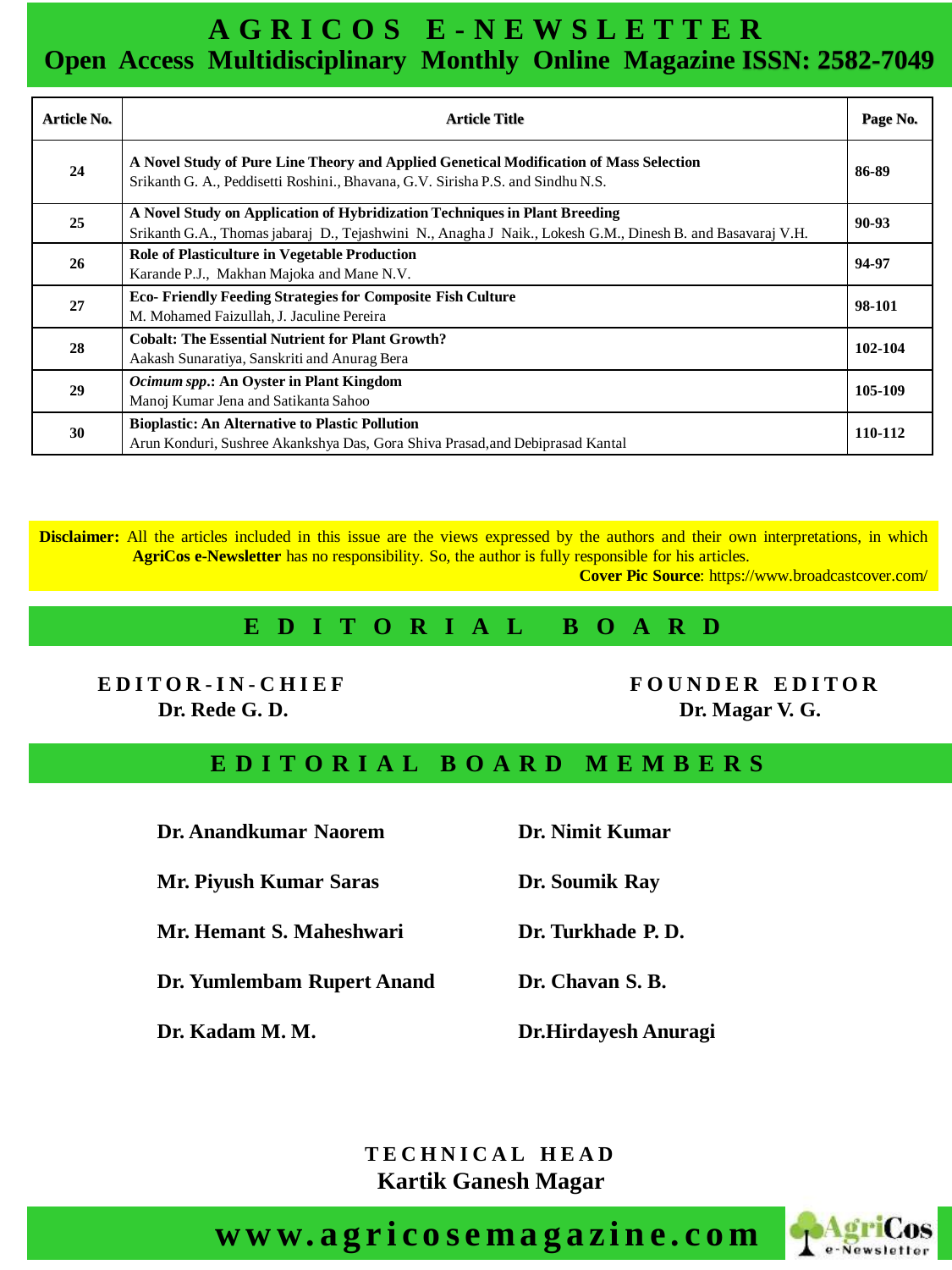# AGRICOS E-NEWSLETTER

**Open Access Multidisciplinary Monthly Online Magazine ISSN: 2582-7049**

| Article No. | Article Title | Page No. |
|---|---|---|
| 24 | **A Novel Study of Pure Line Theory and Applied Genetical Modification of Mass Selection**<br>Srikanth G. A., Peddisetti Roshini., Bhavana, G.V. Sirisha P.S. and Sindhu N.S. | 86-89 |
| 25 | **A Novel Study on Application of Hybridization Techniques in Plant Breeding**<br>Srikanth G.A., Thomas jabaraj D., Tejashwini N., Anagha J Naik., Lokesh G.M., Dinesh B. and Basavaraj V.H. | 90-93 |
| 26 | **Role of Plasticulture in Vegetable Production**<br>Karande P.J., Makhan Majoka and Mane N.V. | 94-97 |
| 27 | **Eco- Friendly Feeding Strategies for Composite Fish Culture**<br>M. Mohamed Faizullah, J. Jaculine Pereira | 98-101 |
| 28 | **Cobalt: The Essential Nutrient for Plant Growth?**<br>Aakash Sunaratiya, Sanskriti and Anurag Bera | 102-104 |
| 29 | ***Ocimum spp*.: An Oyster in Plant Kingdom**<br>Manoj Kumar Jena and Satikanta Sahoo | 105-109 |
| 30 | **Bioplastic: An Alternative to Plastic Pollution**<br>Arun Konduri, Sushree Akankshya Das, Gora Shiva Prasad,and Debiprasad Kantal | 110-112 |

**Disclaimer:** All the articles included in this issue are the views expressed by the authors and their own interpretations, in which **AgriCos e-Newsletter** has no responsibility. So, the author is fully responsible for his articles.

**Cover Pic Source**: https://www.broadcastcover.com/

## EDITORIAL BOARD

**EDITOR-IN-CHIEF**
**Dr. Rede G. D.**

**FOUNDER EDITOR**
**Dr. Magar V. G.**

## EDITORIAL BOARD MEMBERS

- **Dr. Anandkumar Naorem**
- **Dr. Nimit Kumar**
- **Mr. Piyush Kumar Saras**
- **Dr. Soumik Ray**
- **Mr. Hemant S. Maheshwari**
- **Dr. Turkhade P. D.**
- **Dr. Yumlembam Rupert Anand**
- **Dr. Chavan S. B.**
- **Dr. Kadam M. M.**
- **Dr.Hirdayesh Anuragi**

**TECHNICAL HEAD**
**Kartik Ganesh Magar**

**www.agricosemagazine.com**